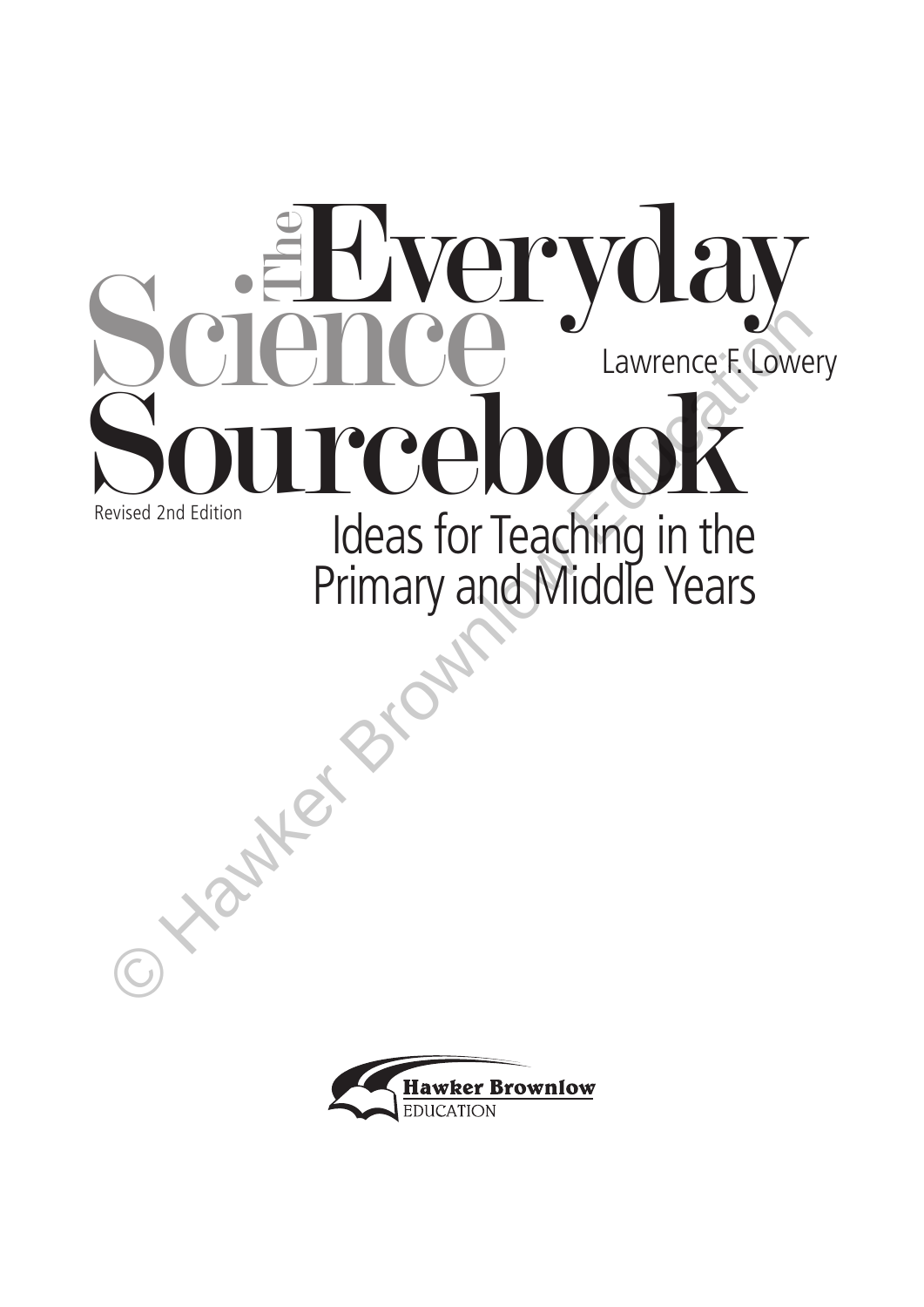# The Everyday Science Sourcebook

Lawrence F. Lowery

Revised 2nd Edition

## Ideas for Teaching in the Primary and Middle Years

Hawker Brownlow EDUCATION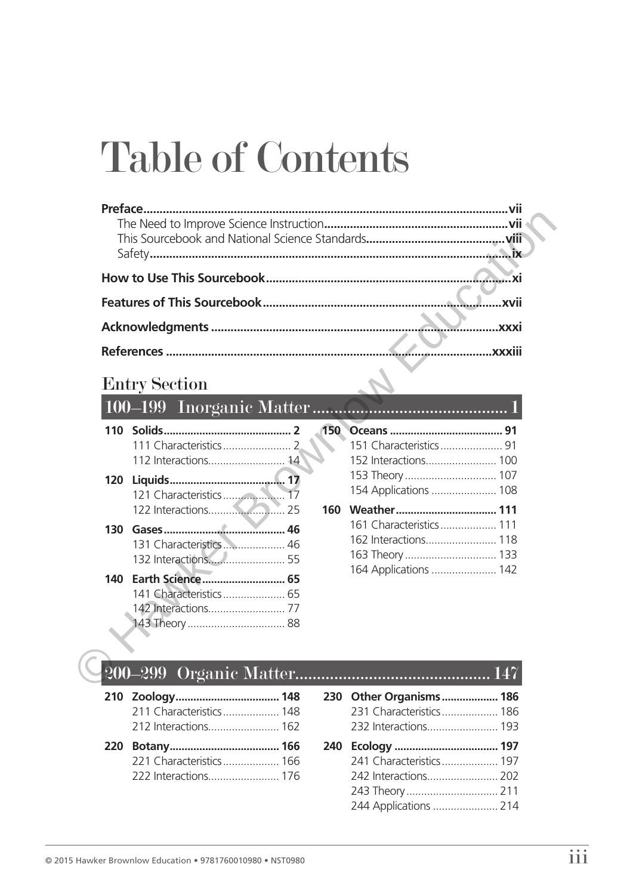# Table of Contents

**Preface** .......... **vii**
- The Need to Improve Science Instruction .......... **vii**
- This Sourcebook and National Science Standards .......... **viii**
- Safety .......... **ix**

**How to Use This Sourcebook** .......... **xi**

**Features of This Sourcebook** .......... **xvii**

**Acknowledgments** .......... **xxxi**

**References** .......... **xxxiii**

## Entry Section

### 100–199 Inorganic Matter .......... 1

**110 Solids** .......... **2**
- 111 Characteristics .......... 2
- 112 Interactions .......... 14

**120 Liquids** .......... **17**
- 121 Characteristics .......... 17
- 122 Interactions .......... 25

**130 Gases** .......... **46**
- 131 Characteristics .......... 46
- 132 Interactions .......... 55

**140 Earth Science** .......... **65**
- 141 Characteristics .......... 65
- 142 Interactions .......... 77
- 143 Theory .......... 88

**150 Oceans** .......... **91**
- 151 Characteristics .......... 91
- 152 Interactions .......... 100
- 153 Theory .......... 107
- 154 Applications .......... 108

**160 Weather** .......... **111**
- 161 Characteristics .......... 111
- 162 Interactions .......... 118
- 163 Theory .......... 133
- 164 Applications .......... 142

### 200–299 Organic Matter .......... 147

**210 Zoology** .......... **148**
- 211 Characteristics .......... 148
- 212 Interactions .......... 162

**220 Botany** .......... **166**
- 221 Characteristics .......... 166
- 222 Interactions .......... 176

**230 Other Organisms** .......... **186**
- 231 Characteristics .......... 186
- 232 Interactions .......... 193

**240 Ecology** .......... **197**
- 241 Characteristics .......... 197
- 242 Interactions .......... 202
- 243 Theory .......... 211
- 244 Applications .......... 214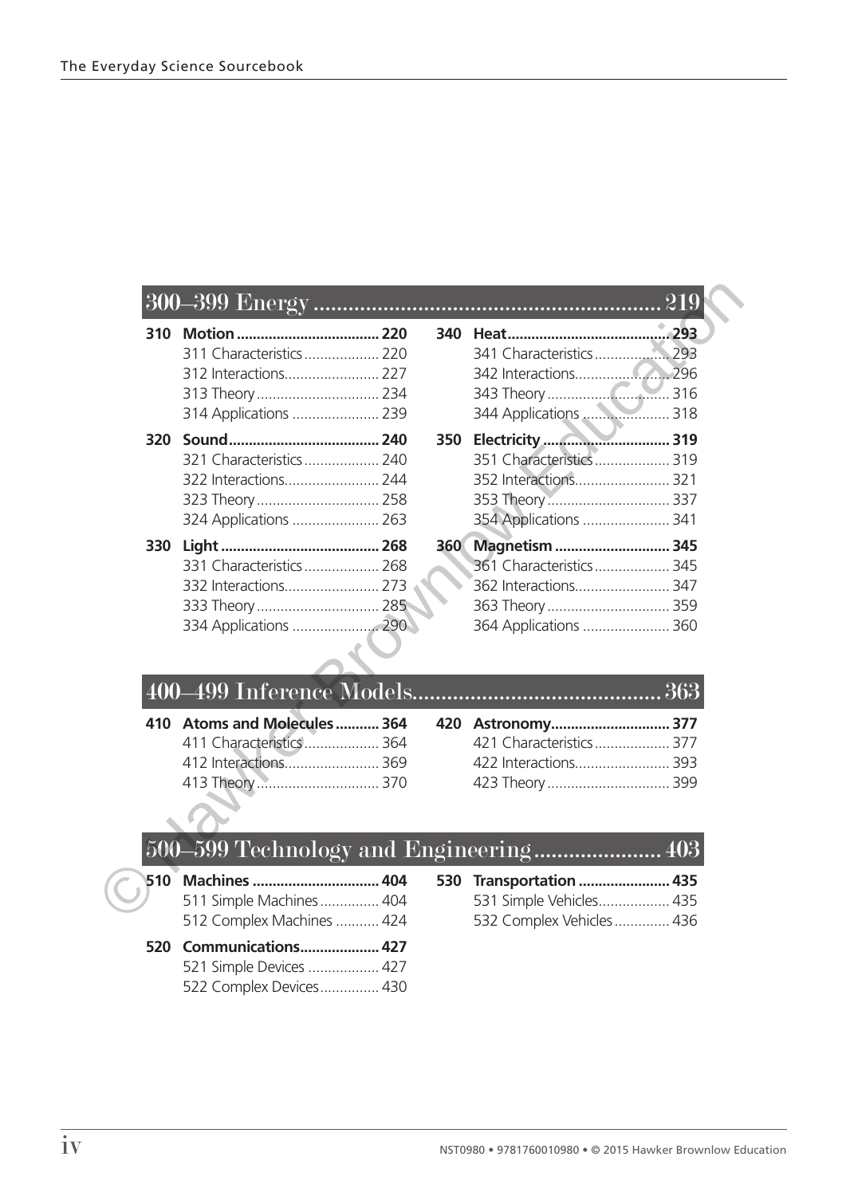## 300–399 Energy ........ 219

**310 Motion** ........ 220
- 311 Characteristics ........ 220
- 312 Interactions ........ 227
- 313 Theory ........ 234
- 314 Applications ........ 239

**320 Sound** ........ 240
- 321 Characteristics ........ 240
- 322 Interactions ........ 244
- 323 Theory ........ 258
- 324 Applications ........ 263

**330 Light** ........ 268
- 331 Characteristics ........ 268
- 332 Interactions ........ 273
- 333 Theory ........ 285
- 334 Applications ........ 290

**340 Heat** ........ 293
- 341 Characteristics ........ 293
- 342 Interactions ........ 296
- 343 Theory ........ 316
- 344 Applications ........ 318

**350 Electricity** ........ 319
- 351 Characteristics ........ 319
- 352 Interactions ........ 321
- 353 Theory ........ 337
- 354 Applications ........ 341

**360 Magnetism** ........ 345
- 361 Characteristics ........ 345
- 362 Interactions ........ 347
- 363 Theory ........ 359
- 364 Applications ........ 360

## 400–499 Inference Models ........ 363

**410 Atoms and Molecules** ........ 364
- 411 Characteristics ........ 364
- 412 Interactions ........ 369
- 413 Theory ........ 370

**420 Astronomy** ........ 377
- 421 Characteristics ........ 377
- 422 Interactions ........ 393
- 423 Theory ........ 399

## 500–599 Technology and Engineering ........ 403

**510 Machines** ........ 404
- 511 Simple Machines ........ 404
- 512 Complex Machines ........ 424

**520 Communications** ........ 427
- 521 Simple Devices ........ 427
- 522 Complex Devices ........ 430

**530 Transportation** ........ 435
- 531 Simple Vehicles ........ 435
- 532 Complex Vehicles ........ 436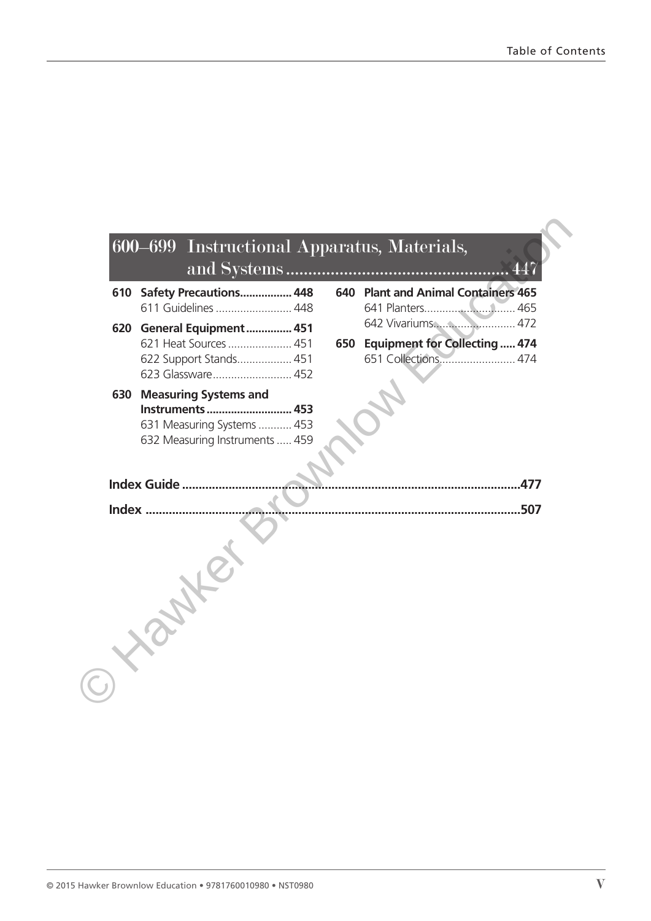## 600–699 Instructional Apparatus, Materials, and Systems ........ 447

**610 Safety Precautions ........ 448**
611 Guidelines ........ 448

**620 General Equipment ........ 451**
621 Heat Sources ........ 451
622 Support Stands ........ 451
623 Glassware ........ 452

**630 Measuring Systems and Instruments ........ 453**
631 Measuring Systems ........ 453
632 Measuring Instruments ........ 459

**640 Plant and Animal Containers 465**
641 Planters ........ 465
642 Vivariums ........ 472

**650 Equipment for Collecting ........ 474**
651 Collections ........ 474

**Index Guide ........ 477**

**Index ........ 507**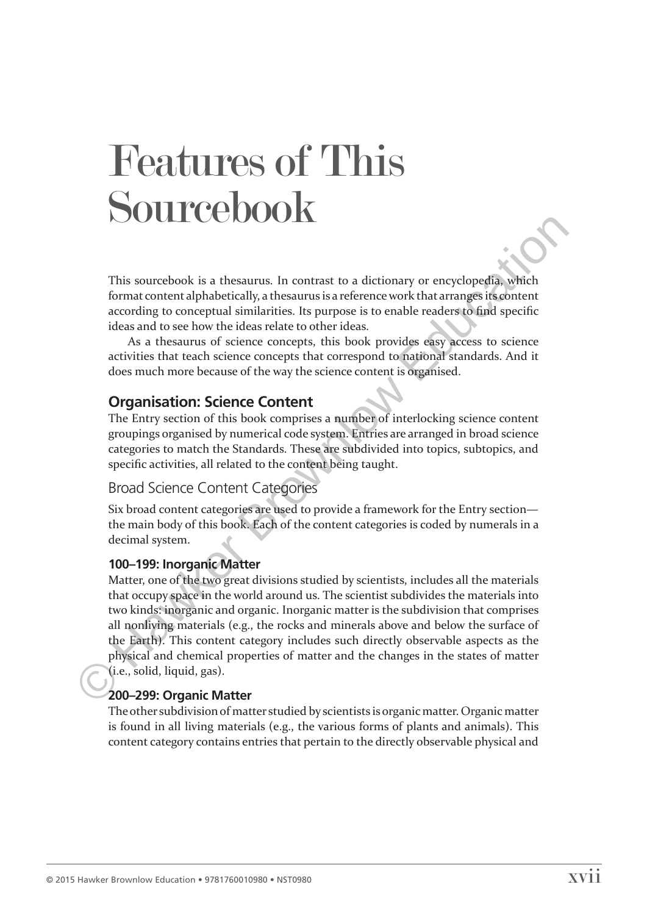# Features of This Sourcebook

This sourcebook is a thesaurus. In contrast to a dictionary or encyclopedia, which format content alphabetically, a thesaurus is a reference work that arranges its content according to conceptual similarities. Its purpose is to enable readers to find specific ideas and to see how the ideas relate to other ideas.

As a thesaurus of science concepts, this book provides easy access to science activities that teach science concepts that correspond to national standards. And it does much more because of the way the science content is organised.

## Organisation: Science Content

The Entry section of this book comprises a number of interlocking science content groupings organised by numerical code system. Entries are arranged in broad science categories to match the Standards. These are subdivided into topics, subtopics, and specific activities, all related to the content being taught.

### Broad Science Content Categories

Six broad content categories are used to provide a framework for the Entry section—the main body of this book. Each of the content categories is coded by numerals in a decimal system.

#### 100–199: Inorganic Matter

Matter, one of the two great divisions studied by scientists, includes all the materials that occupy space in the world around us. The scientist subdivides the materials into two kinds: inorganic and organic. Inorganic matter is the subdivision that comprises all nonliving materials (e.g., the rocks and minerals above and below the surface of the Earth). This content category includes such directly observable aspects as the physical and chemical properties of matter and the changes in the states of matter (i.e., solid, liquid, gas).

#### 200–299: Organic Matter

The other subdivision of matter studied by scientists is organic matter. Organic matter is found in all living materials (e.g., the various forms of plants and animals). This content category contains entries that pertain to the directly observable physical and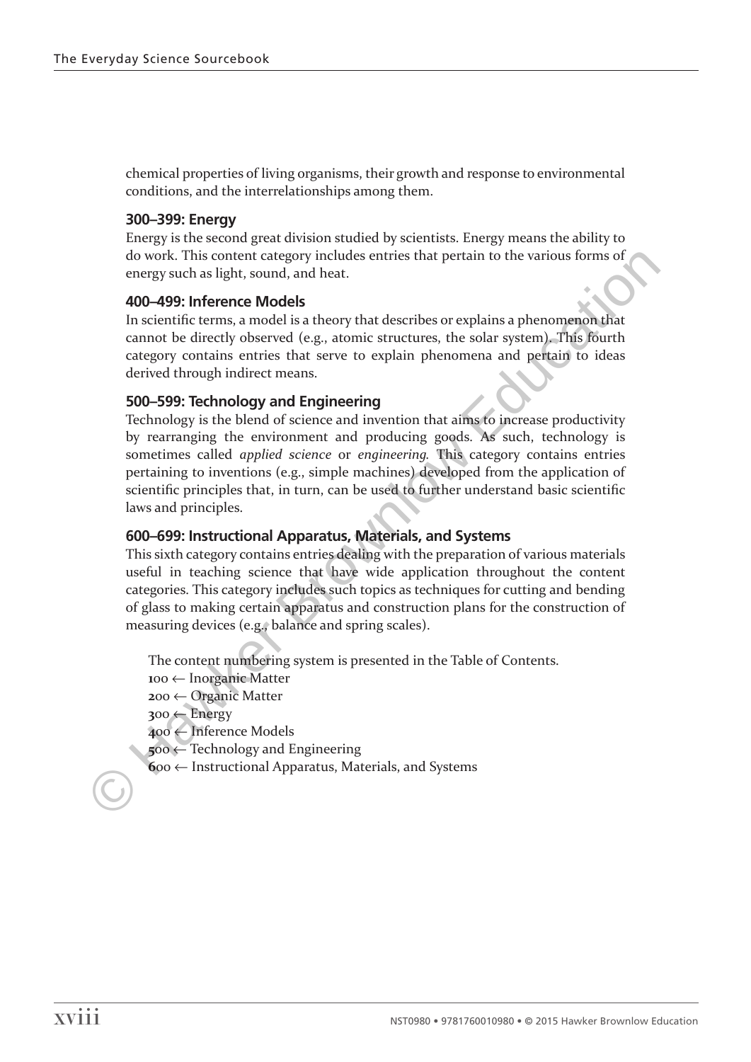chemical properties of living organisms, their growth and response to environmental conditions, and the interrelationships among them.

### 300–399: Energy

Energy is the second great division studied by scientists. Energy means the ability to do work. This content category includes entries that pertain to the various forms of energy such as light, sound, and heat.

### 400–499: Inference Models

In scientific terms, a model is a theory that describes or explains a phenomenon that cannot be directly observed (e.g., atomic structures, the solar system). This fourth category contains entries that serve to explain phenomena and pertain to ideas derived through indirect means.

### 500–599: Technology and Engineering

Technology is the blend of science and invention that aims to increase productivity by rearranging the environment and producing goods. As such, technology is sometimes called *applied science* or *engineering*. This category contains entries pertaining to inventions (e.g., simple machines) developed from the application of scientific principles that, in turn, can be used to further understand basic scientific laws and principles.

### 600–699: Instructional Apparatus, Materials, and Systems

This sixth category contains entries dealing with the preparation of various materials useful in teaching science that have wide application throughout the content categories. This category includes such topics as techniques for cutting and bending of glass to making certain apparatus and construction plans for the construction of measuring devices (e.g., balance and spring scales).

The content numbering system is presented in the Table of Contents.

**1**00 ← Inorganic Matter
**2**00 ← Organic Matter
**3**00 ← Energy
**4**00 ← Inference Models
**5**00 ← Technology and Engineering
**6**00 ← Instructional Apparatus, Materials, and Systems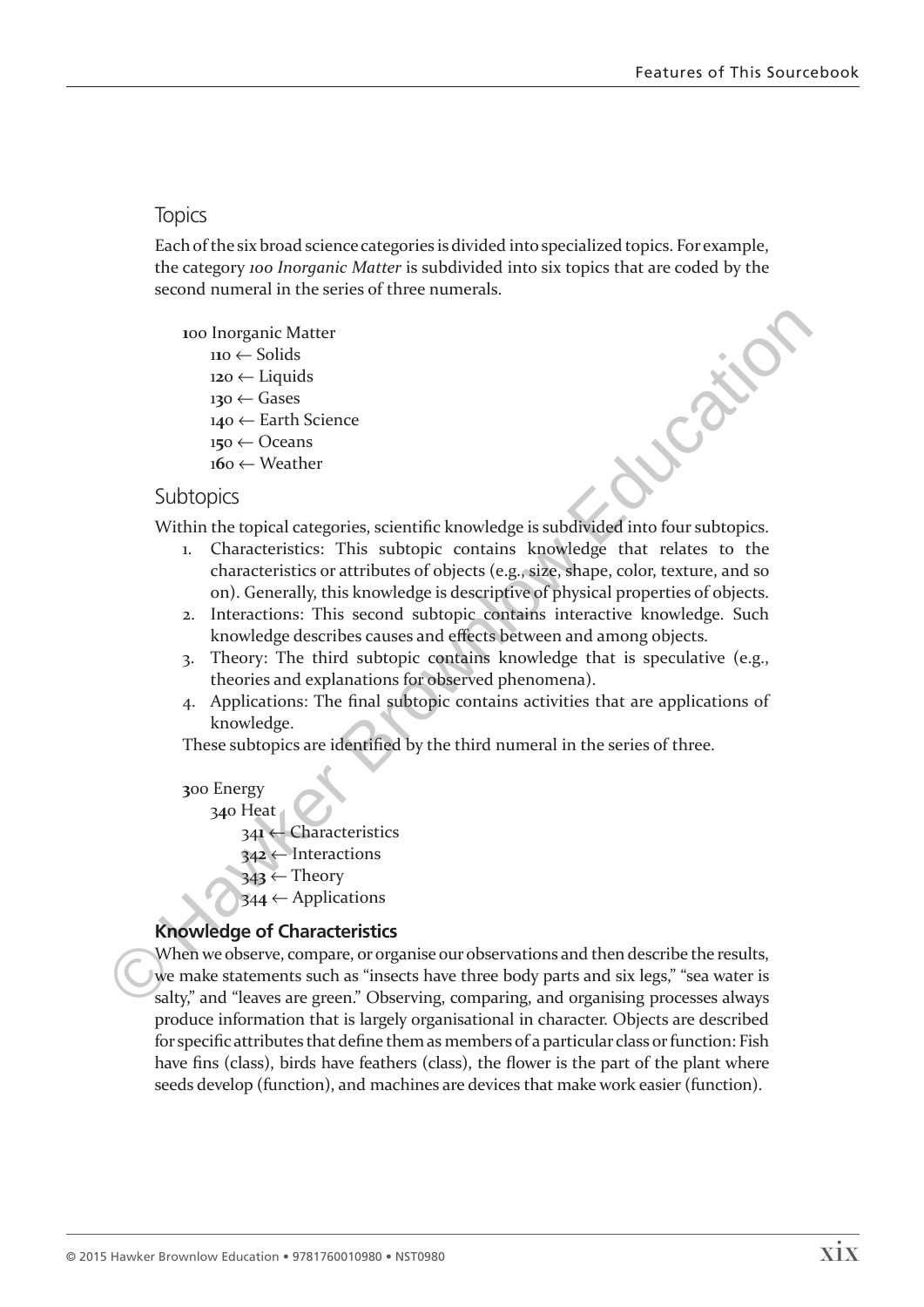## Topics

Each of the six broad science categories is divided into specialized topics. For example, the category *100 Inorganic Matter* is subdivided into six topics that are coded by the second numeral in the series of three numerals.

**1**00 Inorganic Matter
- 1**1**0 ← Solids
- 1**2**0 ← Liquids
- 1**3**0 ← Gases
- 1**4**0 ← Earth Science
- 1**5**0 ← Oceans
- 1**6**0 ← Weather

## Subtopics

Within the topical categories, scientific knowledge is subdivided into four subtopics.

1. Characteristics: This subtopic contains knowledge that relates to the characteristics or attributes of objects (e.g., size, shape, color, texture, and so on). Generally, this knowledge is descriptive of physical properties of objects.
2. Interactions: This second subtopic contains interactive knowledge. Such knowledge describes causes and effects between and among objects.
3. Theory: The third subtopic contains knowledge that is speculative (e.g., theories and explanations for observed phenomena).
4. Applications: The final subtopic contains activities that are applications of knowledge.

These subtopics are identified by the third numeral in the series of three.

**3**00 Energy
- 3**4**0 Heat
  - 34**1** ← Characteristics
  - 34**2** ← Interactions
  - 34**3** ← Theory
  - 34**4** ← Applications

### Knowledge of Characteristics

When we observe, compare, or organise our observations and then describe the results, we make statements such as "insects have three body parts and six legs," "sea water is salty," and "leaves are green." Observing, comparing, and organising processes always produce information that is largely organisational in character. Objects are described for specific attributes that define them as members of a particular class or function: Fish have fins (class), birds have feathers (class), the flower is the part of the plant where seeds develop (function), and machines are devices that make work easier (function).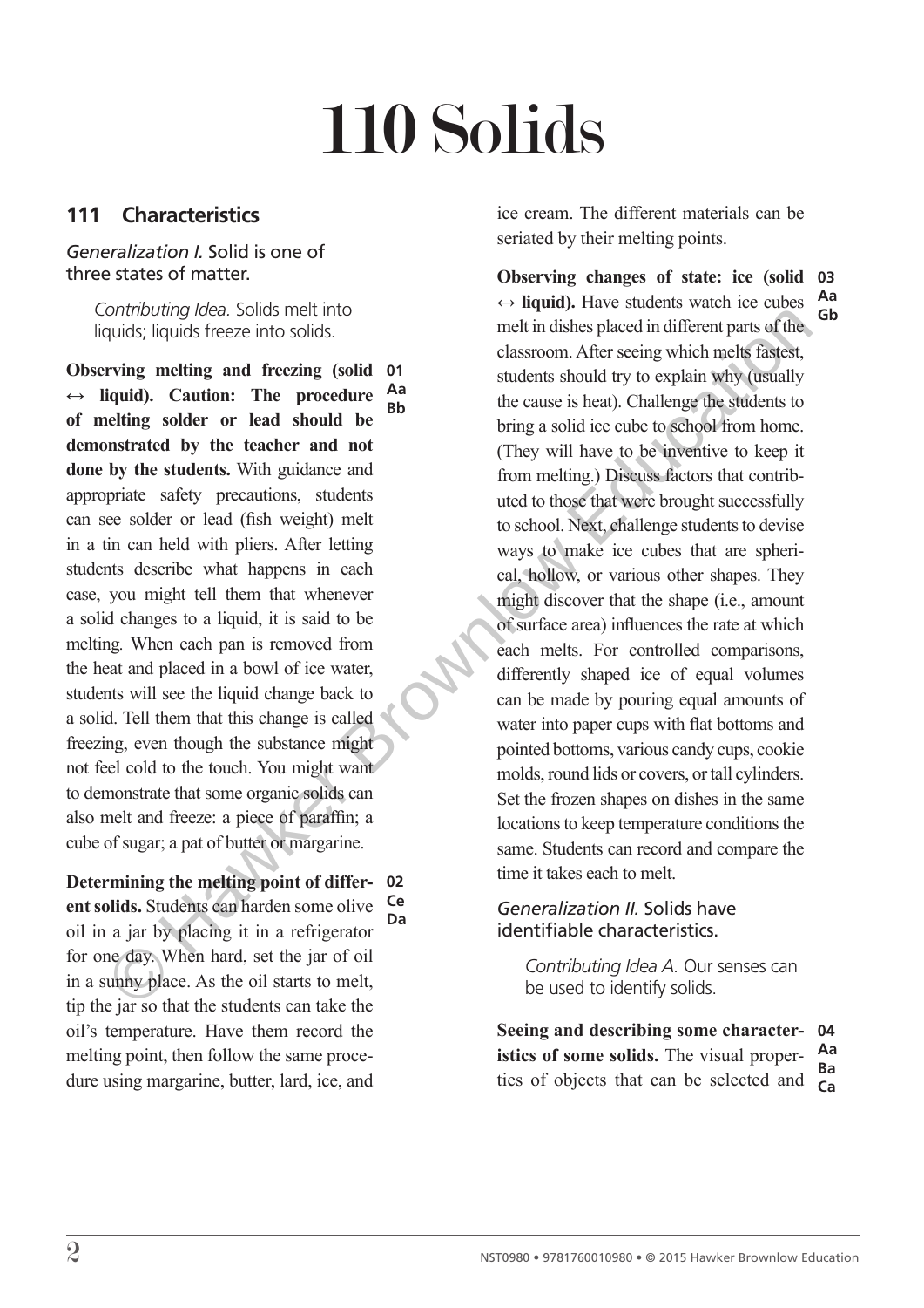# 110 Solids

## 111 Characteristics

*Generalization I.* Solid is one of three states of matter.

*Contributing Idea.* Solids melt into liquids; liquids freeze into solids.

**Observing melting and freezing (solid ↔ liquid). Caution: The procedure of melting solder or lead should be demonstrated by the teacher and not done by the students.** With guidance and appropriate safety precautions, students can see solder or lead (fish weight) melt in a tin can held with pliers. After letting students describe what happens in each case, you might tell them that whenever a solid changes to a liquid, it is said to be melting. When each pan is removed from the heat and placed in a bowl of ice water, students will see the liquid change back to a solid. Tell them that this change is called freezing, even though the substance might not feel cold to the touch. You might want to demonstrate that some organic solids can also melt and freeze: a piece of paraffin; a cube of sugar; a pat of butter or margarine.

**01 Aa Bb**

**Determining the melting point of different solids.** Students can harden some olive oil in a jar by placing it in a refrigerator for one day. When hard, set the jar of oil in a sunny place. As the oil starts to melt, tip the jar so that the students can take the oil's temperature. Have them record the melting point, then follow the same procedure using margarine, butter, lard, ice, and ice cream. The different materials can be seriated by their melting points.

**02 Ce Da**

**Observing changes of state: ice (solid ↔ liquid).** Have students watch ice cubes melt in dishes placed in different parts of the classroom. After seeing which melts fastest, students should try to explain why (usually the cause is heat). Challenge the students to bring a solid ice cube to school from home. (They will have to be inventive to keep it from melting.) Discuss factors that contributed to those that were brought successfully to school. Next, challenge students to devise ways to make ice cubes that are spherical, hollow, or various other shapes. They might discover that the shape (i.e., amount of surface area) influences the rate at which each melts. For controlled comparisons, differently shaped ice of equal volumes can be made by pouring equal amounts of water into paper cups with flat bottoms and pointed bottoms, various candy cups, cookie molds, round lids or covers, or tall cylinders. Set the frozen shapes on dishes in the same locations to keep temperature conditions the same. Students can record and compare the time it takes each to melt.

**03 Aa Gb**

*Generalization II.* Solids have identifiable characteristics.

*Contributing Idea A.* Our senses can be used to identify solids.

**Seeing and describing some characteristics of some solids.** The visual properties of objects that can be selected and

**04 Aa Ba Ca**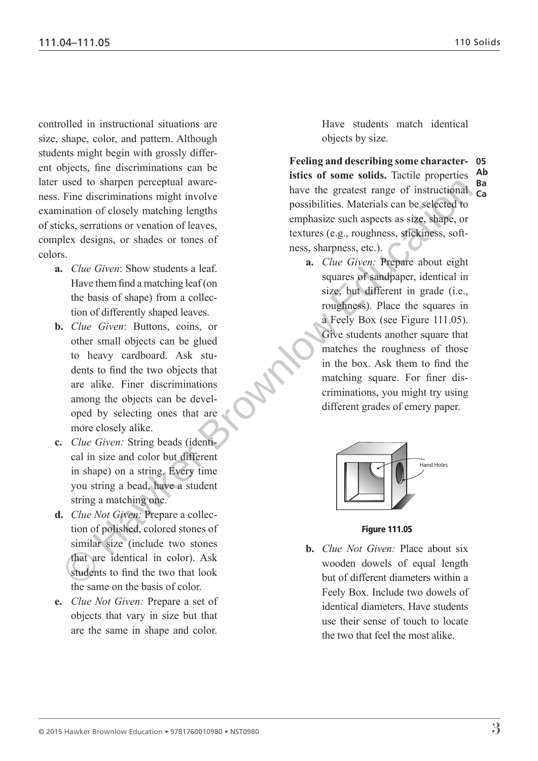controlled in instructional situations are size, shape, color, and pattern. Although students might begin with grossly different objects, fine discriminations can be later used to sharpen perceptual awareness. Fine discriminations might involve examination of closely matching lengths of sticks, serrations or venation of leaves, complex designs, or shades or tones of colors.

**a.** *Clue Given*: Show students a leaf. Have them find a matching leaf (on the basis of shape) from a collection of differently shaped leaves.

**b.** *Clue Given*: Buttons, coins, or other small objects can be glued to heavy cardboard. Ask students to find the two objects that are alike. Finer discriminations among the objects can be developed by selecting ones that are more closely alike.

**c.** *Clue Given:* String beads (identical in size and color but different in shape) on a string. Every time you string a bead, have a student string a matching one.

**d.** *Clue Not Given:* Prepare a collection of polished, colored stones of similar size (include two stones that are identical in color). Ask students to find the two that look the same on the basis of color.

**e.** *Clue Not Given:* Prepare a set of objects that vary in size but that are the same in shape and color. Have students match identical objects by size.

**05 Ab Ba Ca**

**Feeling and describing some characteristics of some solids.** Tactile properties have the greatest range of instructional possibilities. Materials can be selected to emphasize such aspects as size, shape, or textures (e.g., roughness, stickiness, softness, sharpness, etc.).

**a.** *Clue Given:* Prepare about eight squares of sandpaper, identical in size, but different in grade (i.e., roughness). Place the squares in a Feely Box (see Figure 111.05). Give students another square that matches the roughness of those in the box. Ask them to find the matching square. For finer discriminations, you might try using different grades of emery paper.

Hand Holes

**Figure 111.05**

**b.** *Clue Not Given:* Place about six wooden dowels of equal length but of different diameters within a Feely Box. Include two dowels of identical diameters. Have students use their sense of touch to locate the two that feel the most alike.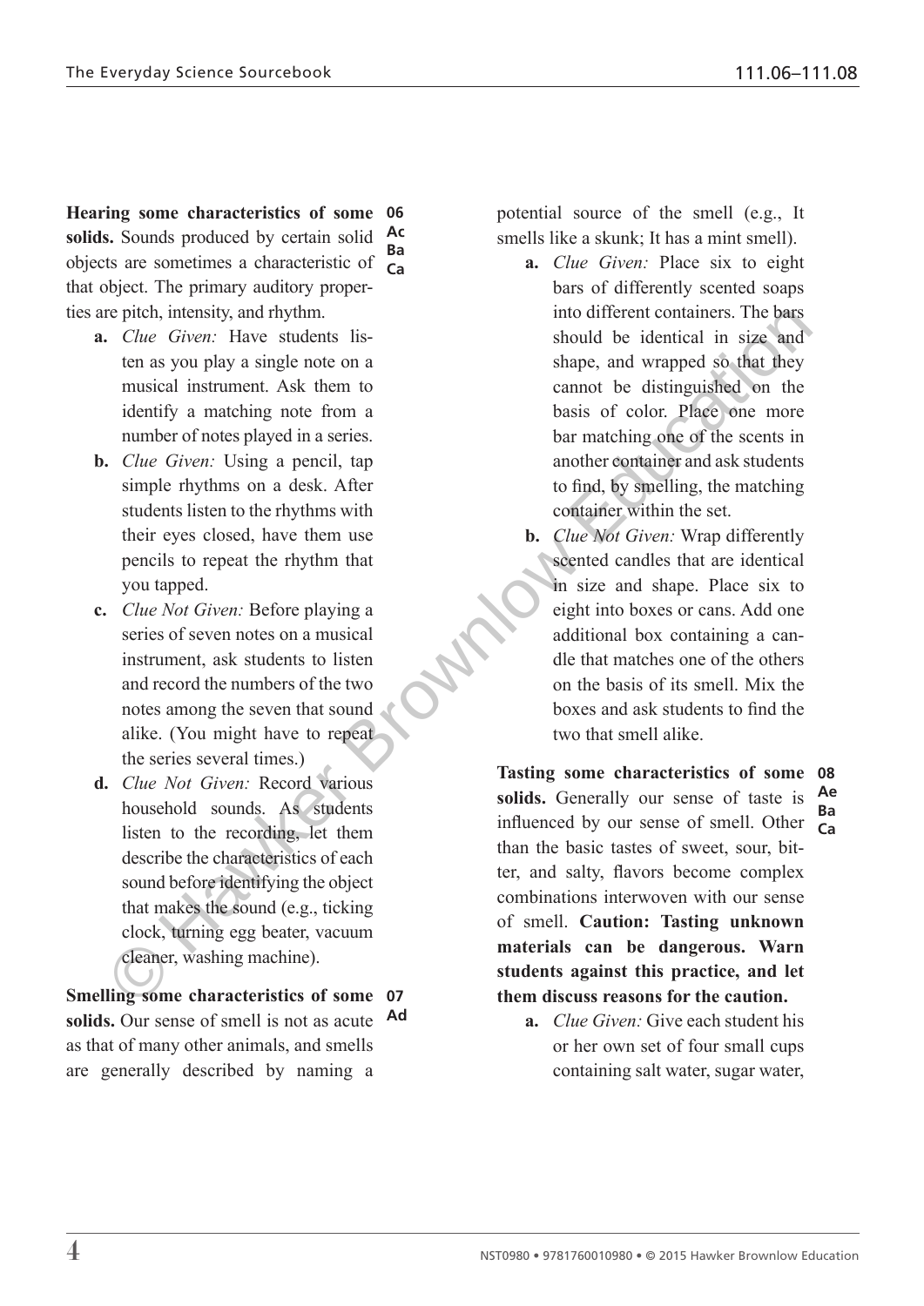**Hearing some characteristics of some solids.** Sounds produced by certain solid objects are sometimes a characteristic of that object. The primary auditory properties are pitch, intensity, and rhythm.

06
Ac
Ba
Ca

**a.** *Clue Given:* Have students listen as you play a single note on a musical instrument. Ask them to identify a matching note from a number of notes played in a series.

**b.** *Clue Given:* Using a pencil, tap simple rhythms on a desk. After students listen to the rhythms with their eyes closed, have them use pencils to repeat the rhythm that you tapped.

**c.** *Clue Not Given:* Before playing a series of seven notes on a musical instrument, ask students to listen and record the numbers of the two notes among the seven that sound alike. (You might have to repeat the series several times.)

**d.** *Clue Not Given:* Record various household sounds. As students listen to the recording, let them describe the characteristics of each sound before identifying the object that makes the sound (e.g., ticking clock, turning egg beater, vacuum cleaner, washing machine).

**Smelling some characteristics of some solids.** Our sense of smell is not as acute as that of many other animals, and smells are generally described by naming a potential source of the smell (e.g., It smells like a skunk; It has a mint smell).

07
Ad

**a.** *Clue Given:* Place six to eight bars of differently scented soaps into different containers. The bars should be identical in size and shape, and wrapped so that they cannot be distinguished on the basis of color. Place one more bar matching one of the scents in another container and ask students to find, by smelling, the matching container within the set.

**b.** *Clue Not Given:* Wrap differently scented candles that are identical in size and shape. Place six to eight into boxes or cans. Add one additional box containing a candle that matches one of the others on the basis of its smell. Mix the boxes and ask students to find the two that smell alike.

**Tasting some characteristics of some solids.** Generally our sense of taste is influenced by our sense of smell. Other than the basic tastes of sweet, sour, bitter, and salty, flavors become complex combinations interwoven with our sense of smell. **Caution: Tasting unknown materials can be dangerous. Warn students against this practice, and let them discuss reasons for the caution.**

08
Ae
Ba
Ca

**a.** *Clue Given:* Give each student his or her own set of four small cups containing salt water, sugar water,